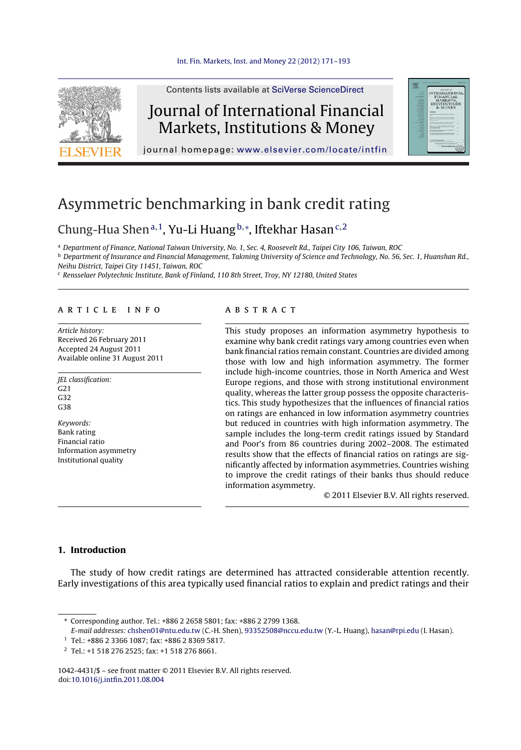Contents lists available at SciVerse ScienceDirect

# Journal of International Financial Markets, Institutions & Money

journal homepage: www.elsevier.com/locate/intfin

# Asymmetric benchmarking in bank credit rating

Chung-Hua Shen[a,1], Yu-Li Huang[b,*], Iftekhar Hasan[c,2]

[a] Department of Finance, National Taiwan University, No. 1, Sec. 4, Roosevelt Rd., Taipei City 106, Taiwan, ROC

[b] Department of Insurance and Financial Management, Takming University of Science and Technology, No. 56, Sec. 1, Huanshan Rd., Neihu District, Taipei City 11451, Taiwan, ROC

[c] Rensselaer Polytechnic Institute, Bank of Finland, 110 8th Street, Troy, NY 12180, United States

**ARTICLE INFO**

*Article history:*
Received 26 February 2011
Accepted 24 August 2011
Available online 31 August 2011

*JEL classification:*
G21
G32
G38

*Keywords:*
Bank rating
Financial ratio
Information asymmetry
Institutional quality

**ABSTRACT**

This study proposes an information asymmetry hypothesis to examine why bank credit ratings vary among countries even when bank financial ratios remain constant. Countries are divided among those with low and high information asymmetry. The former include high-income countries, those in North America and West Europe regions, and those with strong institutional environment quality, whereas the latter group possess the opposite characteristics. This study hypothesizes that the influences of financial ratios on ratings are enhanced in low information asymmetry countries but reduced in countries with high information asymmetry. The sample includes the long-term credit ratings issued by Standard and Poor's from 86 countries during 2002–2008. The estimated results show that the effects of financial ratios on ratings are significantly affected by information asymmetries. Countries wishing to improve the credit ratings of their banks thus should reduce information asymmetry.

© 2011 Elsevier B.V. All rights reserved.

## 1. Introduction

The study of how credit ratings are determined has attracted considerable attention recently. Early investigations of this area typically used financial ratios to explain and predict ratings and their

---

* Corresponding author. Tel.: +886 2 2658 5801; fax: +886 2 2799 1368.
*E-mail addresses:* chshen01@ntu.edu.tw (C.-H. Shen), 93352508@nccu.edu.tw (Y.-L. Huang), hasan@rpi.edu (I. Hasan).

[1] Tel.: +886 2 3366 1087; fax: +886 2 8369 5817.

[2] Tel.: +1 518 276 2525; fax: +1 518 276 8661.

1042-4431/$ – see front matter © 2011 Elsevier B.V. All rights reserved.
doi:10.1016/j.intfin.2011.08.004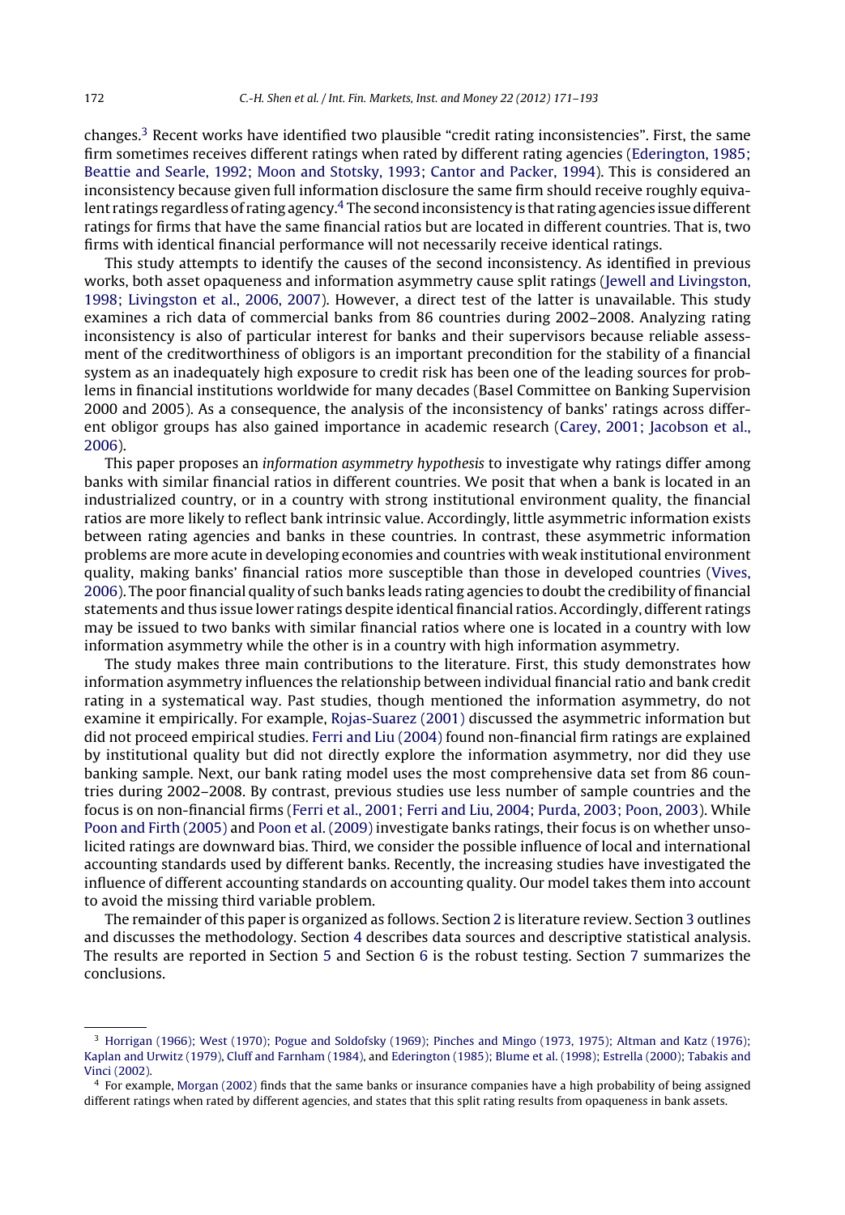changes.[3] Recent works have identified two plausible "credit rating inconsistencies". First, the same firm sometimes receives different ratings when rated by different rating agencies (Ederington, 1985; Beattie and Searle, 1992; Moon and Stotsky, 1993; Cantor and Packer, 1994). This is considered an inconsistency because given full information disclosure the same firm should receive roughly equivalent ratings regardless of rating agency.[4] The second inconsistency is that rating agencies issue different ratings for firms that have the same financial ratios but are located in different countries. That is, two firms with identical financial performance will not necessarily receive identical ratings.

This study attempts to identify the causes of the second inconsistency. As identified in previous works, both asset opaqueness and information asymmetry cause split ratings (Jewell and Livingston, 1998; Livingston et al., 2006, 2007). However, a direct test of the latter is unavailable. This study examines a rich data of commercial banks from 86 countries during 2002–2008. Analyzing rating inconsistency is also of particular interest for banks and their supervisors because reliable assessment of the creditworthiness of obligors is an important precondition for the stability of a financial system as an inadequately high exposure to credit risk has been one of the leading sources for problems in financial institutions worldwide for many decades (Basel Committee on Banking Supervision 2000 and 2005). As a consequence, the analysis of the inconsistency of banks' ratings across different obligor groups has also gained importance in academic research (Carey, 2001; Jacobson et al., 2006).

This paper proposes an *information asymmetry hypothesis* to investigate why ratings differ among banks with similar financial ratios in different countries. We posit that when a bank is located in an industrialized country, or in a country with strong institutional environment quality, the financial ratios are more likely to reflect bank intrinsic value. Accordingly, little asymmetric information exists between rating agencies and banks in these countries. In contrast, these asymmetric information problems are more acute in developing economies and countries with weak institutional environment quality, making banks' financial ratios more susceptible than those in developed countries (Vives, 2006). The poor financial quality of such banks leads rating agencies to doubt the credibility of financial statements and thus issue lower ratings despite identical financial ratios. Accordingly, different ratings may be issued to two banks with similar financial ratios where one is located in a country with low information asymmetry while the other is in a country with high information asymmetry.

The study makes three main contributions to the literature. First, this study demonstrates how information asymmetry influences the relationship between individual financial ratio and bank credit rating in a systematical way. Past studies, though mentioned the information asymmetry, do not examine it empirically. For example, Rojas-Suarez (2001) discussed the asymmetric information but did not proceed empirical studies. Ferri and Liu (2004) found non-financial firm ratings are explained by institutional quality but did not directly explore the information asymmetry, nor did they use banking sample. Next, our bank rating model uses the most comprehensive data set from 86 countries during 2002–2008. By contrast, previous studies use less number of sample countries and the focus is on non-financial firms (Ferri et al., 2001; Ferri and Liu, 2004; Purda, 2003; Poon, 2003). While Poon and Firth (2005) and Poon et al. (2009) investigate banks ratings, their focus is on whether unsolicited ratings are downward bias. Third, we consider the possible influence of local and international accounting standards used by different banks. Recently, the increasing studies have investigated the influence of different accounting standards on accounting quality. Our model takes them into account to avoid the missing third variable problem.

The remainder of this paper is organized as follows. Section 2 is literature review. Section 3 outlines and discusses the methodology. Section 4 describes data sources and descriptive statistical analysis. The results are reported in Section 5 and Section 6 is the robust testing. Section 7 summarizes the conclusions.

---

[3] Horrigan (1966); West (1970); Pogue and Soldofsky (1969); Pinches and Mingo (1973, 1975); Altman and Katz (1976); Kaplan and Urwitz (1979), Cluff and Farnham (1984), and Ederington (1985); Blume et al. (1998); Estrella (2000); Tabakis and Vinci (2002).

[4] For example, Morgan (2002) finds that the same banks or insurance companies have a high probability of being assigned different ratings when rated by different agencies, and states that this split rating results from opaqueness in bank assets.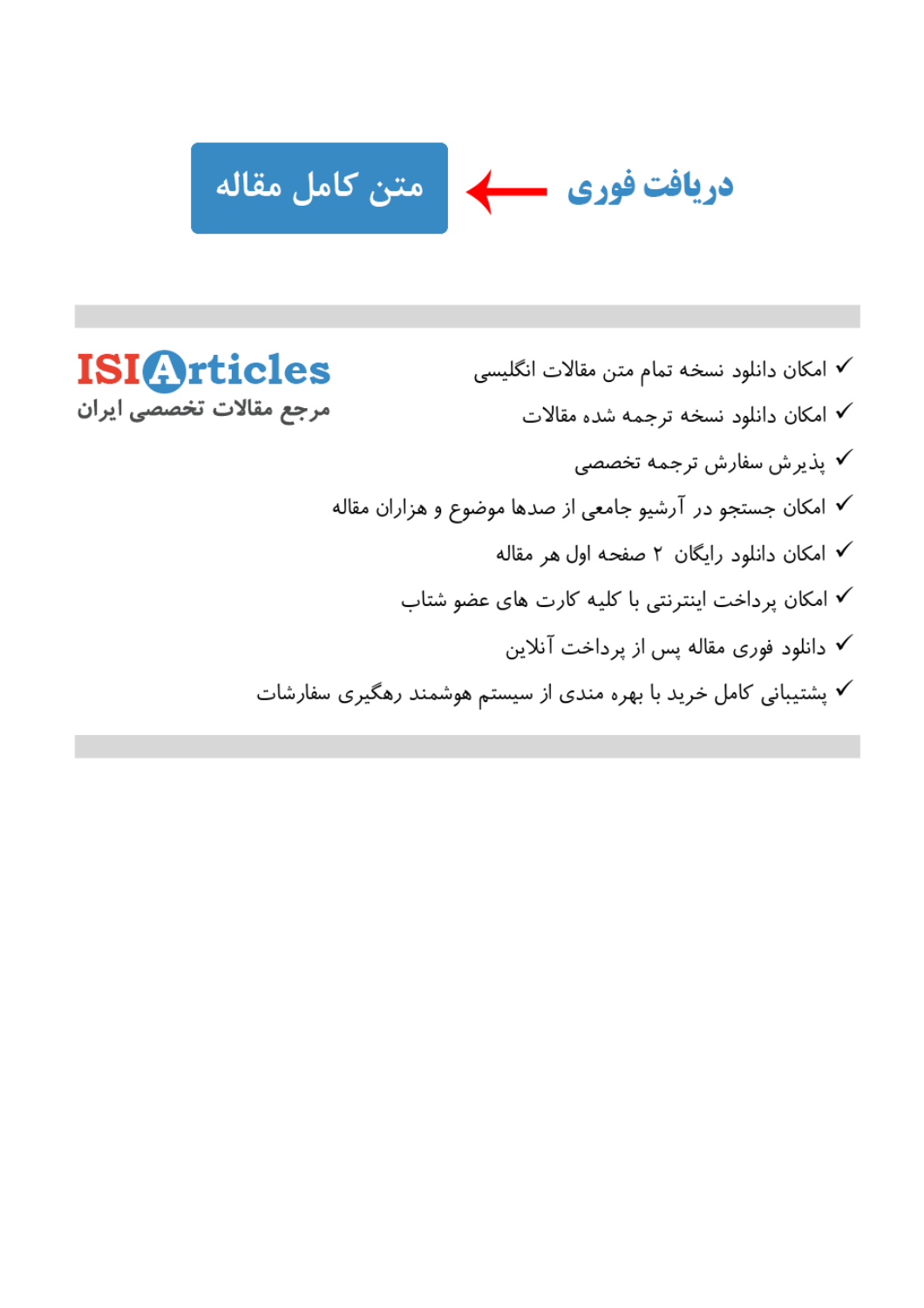دریافت فوری ← متن کامل مقاله

**ISIArticles**
مرجع مقالات تخصصی ایران

- ✓ امکان دانلود نسخه تمام متن مقالات انگلیسی
- ✓ امکان دانلود نسخه ترجمه شده مقالات
- ✓ پذیرش سفارش ترجمه تخصصی
- ✓ امکان جستجو در آرشیو جامعی از صدها موضوع و هزاران مقاله
- ✓ امکان دانلود رایگان ۲ صفحه اول هر مقاله
- ✓ امکان پرداخت اینترنتی با کلیه کارت های عضو شتاب
- ✓ دانلود فوری مقاله پس از پرداخت آنلاین
- ✓ پشتیبانی کامل خرید با بهره مندی از سیستم هوشمند رهگیری سفارشات